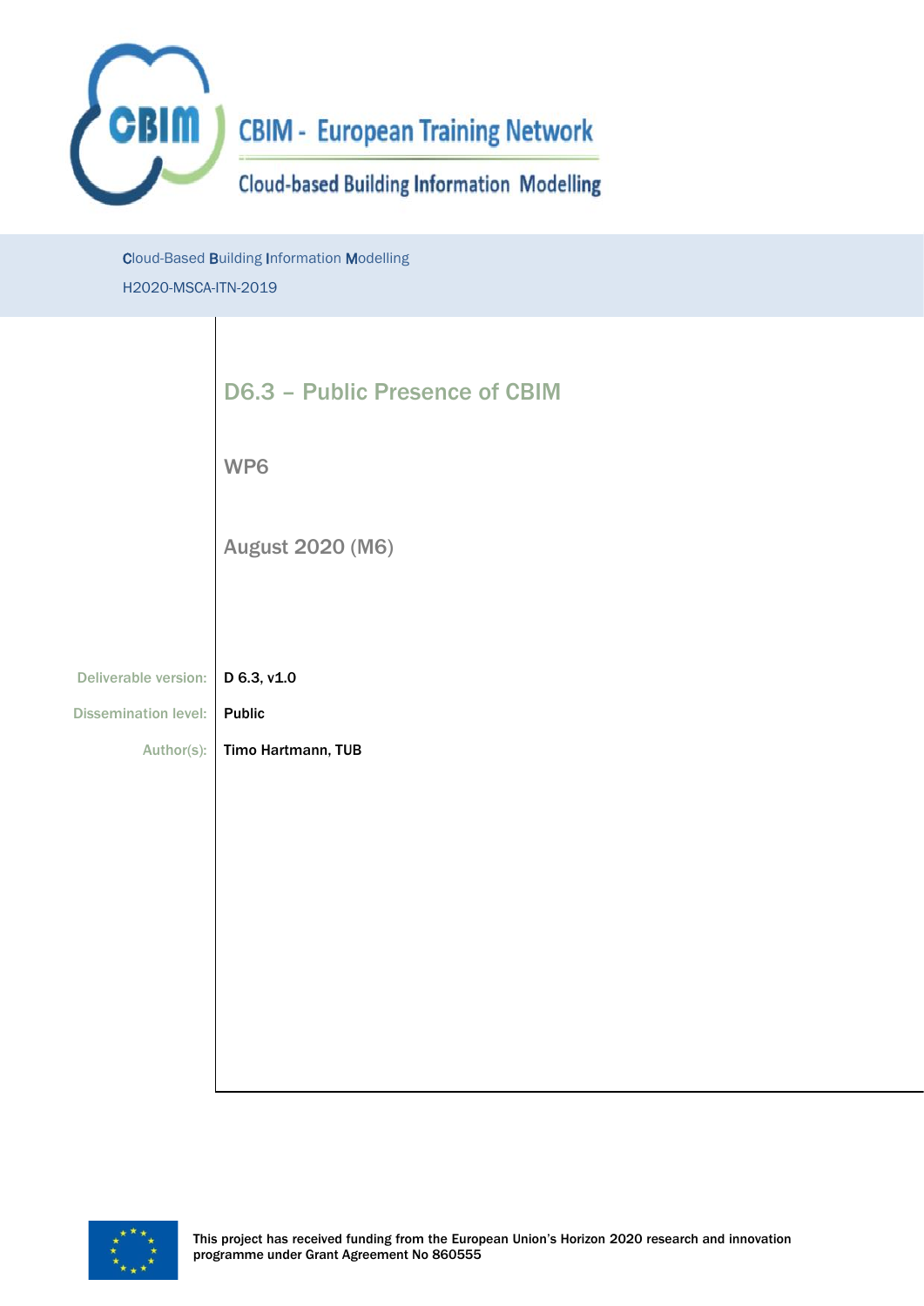CBIM - European Training Network

Cloud-based Building Information Modelling

**C**loud-Based **B**uilding **I**nformation **M**odelling

H2020-MSCA-ITN-2019

# D6.3 – Public Presence of CBIM

## WP6

## August 2020 (M6)

| | |
|---|---|
| Deliverable version: | **D 6.3, v1.0** |
| Dissemination level: | **Public** |
| Author(s): | **Timo Hartmann, TUB** |

**This project has received funding from the European Union's Horizon 2020 research and innovation programme under Grant Agreement No 860555**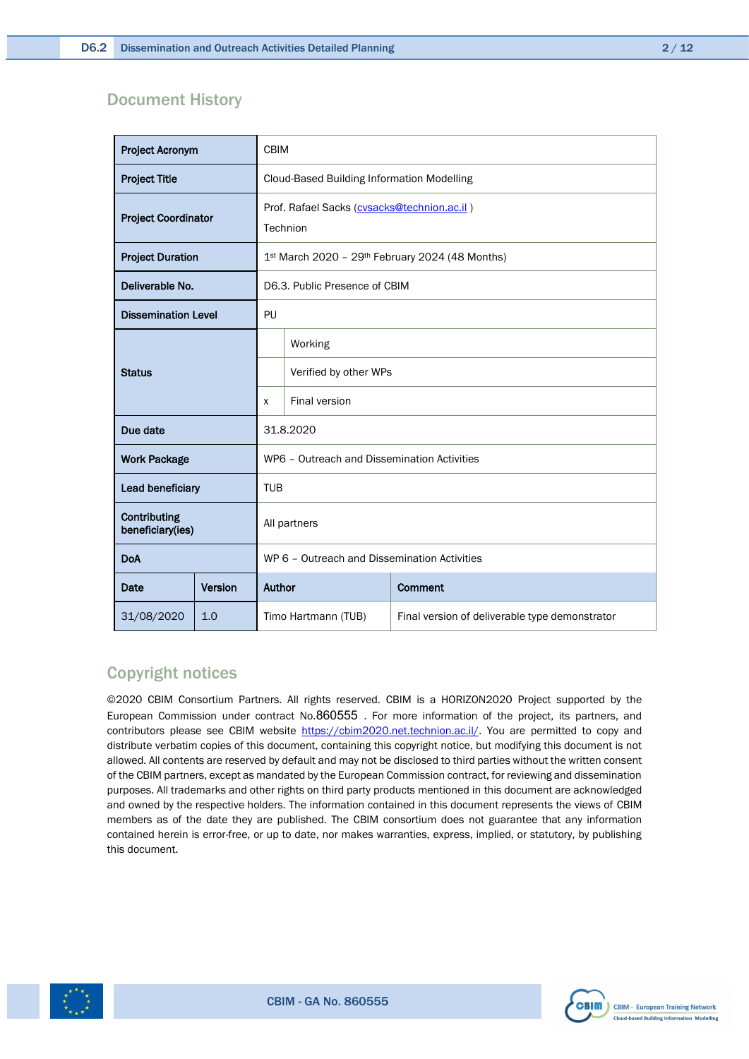## Document History

| | | | |
|---|---|---|---|
| **Project Acronym** | | CBIM | |
| **Project Title** | | Cloud-Based Building Information Modelling | |
| **Project Coordinator** | | Prof. Rafael Sacks (cvsacks@technion.ac.il ) Technion | |
| **Project Duration** | | 1st March 2020 – 29th February 2024 (48 Months) | |
| **Deliverable No.** | | D6.3. Public Presence of CBIM | |
| **Dissemination Level** | | PU | |
| **Status** | | | Working |
| | | | Verified by other WPs |
| | | x | Final version |
| **Due date** | | 31.8.2020 | |
| **Work Package** | | WP6 – Outreach and Dissemination Activities | |
| **Lead beneficiary** | | TUB | |
| **Contributing beneficiary(ies)** | | All partners | |
| **DoA** | | WP 6 – Outreach and Dissemination Activities | |
| **Date** | **Version** | **Author** | **Comment** |
| 31/08/2020 | 1.0 | Timo Hartmann (TUB) | Final version of deliverable type demonstrator |

## Copyright notices

©2020 CBIM Consortium Partners. All rights reserved. CBIM is a HORIZON2020 Project supported by the European Commission under contract No.860555 . For more information of the project, its partners, and contributors please see CBIM website https://cbim2020.net.technion.ac.il/. You are permitted to copy and distribute verbatim copies of this document, containing this copyright notice, but modifying this document is not allowed. All contents are reserved by default and may not be disclosed to third parties without the written consent of the CBIM partners, except as mandated by the European Commission contract, for reviewing and dissemination purposes. All trademarks and other rights on third party products mentioned in this document are acknowledged and owned by the respective holders. The information contained in this document represents the views of CBIM members as of the date they are published. The CBIM consortium does not guarantee that any information contained herein is error-free, or up to date, nor makes warranties, express, implied, or statutory, by publishing this document.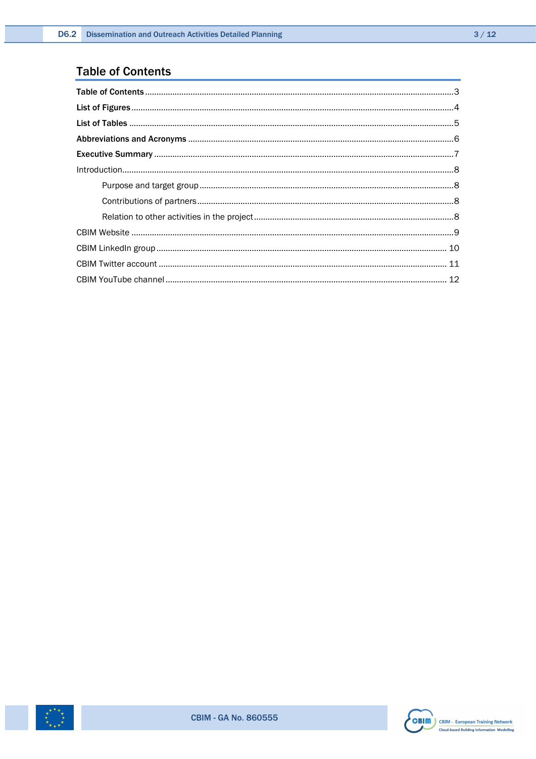# Table of Contents

**Table of Contents** ....................................................................................................................3

**List of Figures**..........................................................................................................................4

**List of Tables** ............................................................................................................................5

**Abbreviations and Acronyms** ...................................................................................................6

**Executive Summary** ..................................................................................................................7

Introduction...................................................................................................................................8

- Purpose and target group ..........................................................................................8
- Contributions of partners...........................................................................................8
- Relation to other activities in the project ...............................................................8

CBIM Website ...............................................................................................................................9

CBIM LinkedIn group .................................................................................................................10

CBIM Twitter account ................................................................................................................11

CBIM YouTube channel ..............................................................................................................12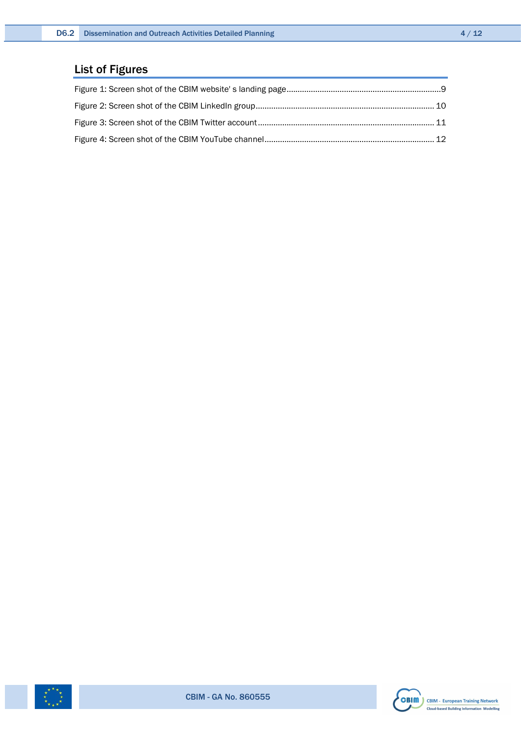## List of Figures

Figure 1: Screen shot of the CBIM website' s landing page.....9

Figure 2: Screen shot of the CBIM LinkedIn group.....10

Figure 3: Screen shot of the CBIM Twitter account.....11

Figure 4: Screen shot of the CBIM YouTube channel.....12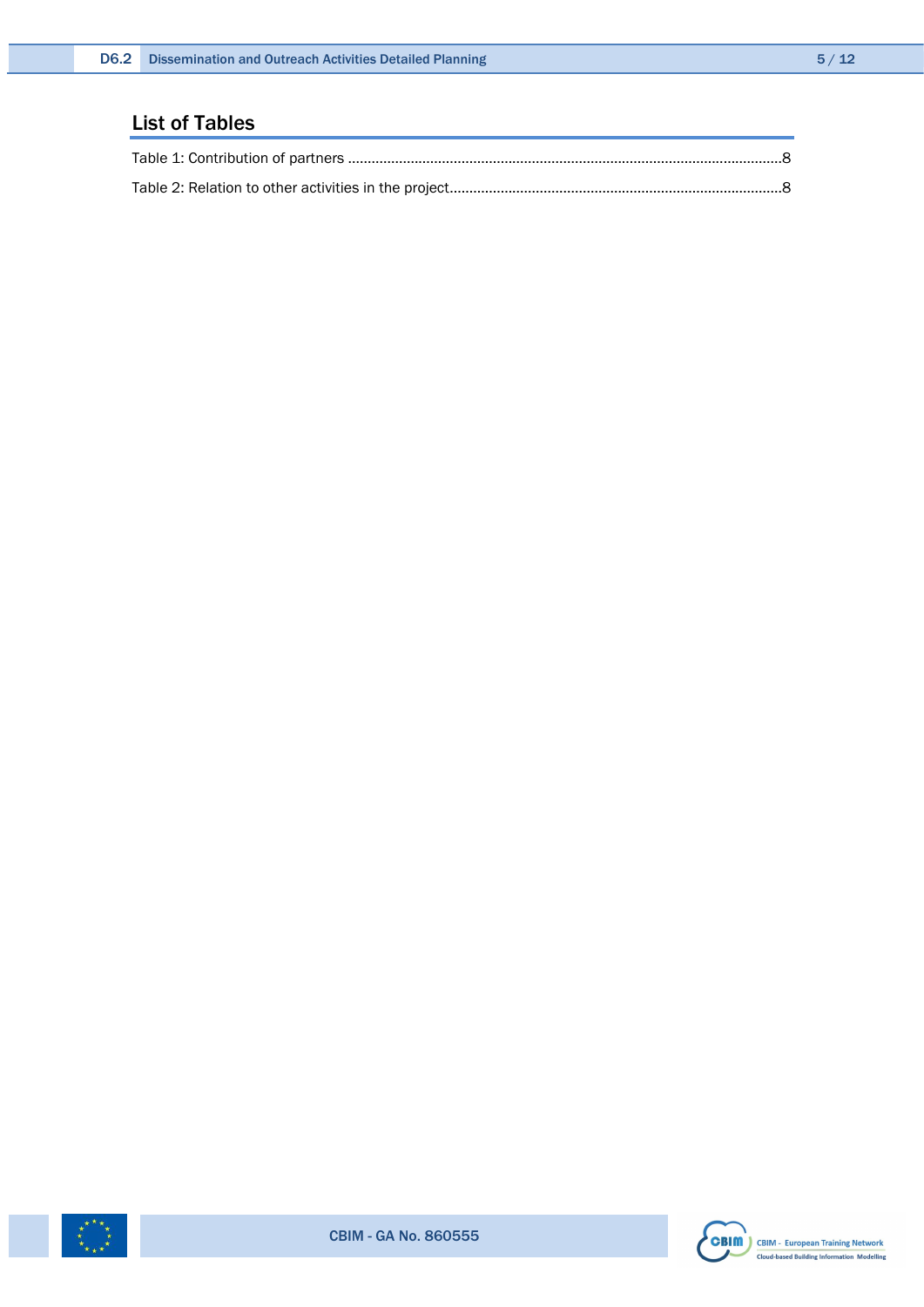## List of Tables

Table 1: Contribution of partners ..........................................................................................................8

Table 2: Relation to other activities in the project....................................................................................8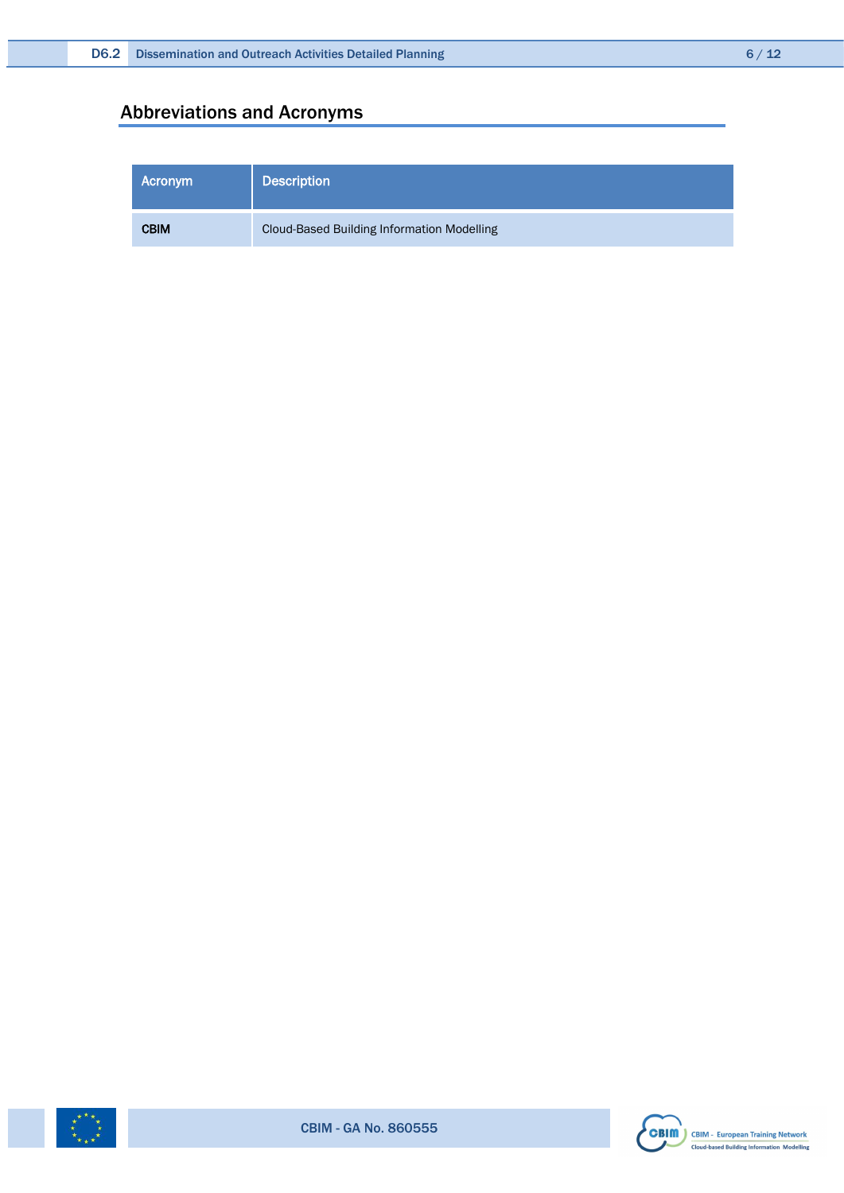## Abbreviations and Acronyms

| Acronym | Description |
|---|---|
| **CBIM** | Cloud-Based Building Information Modelling |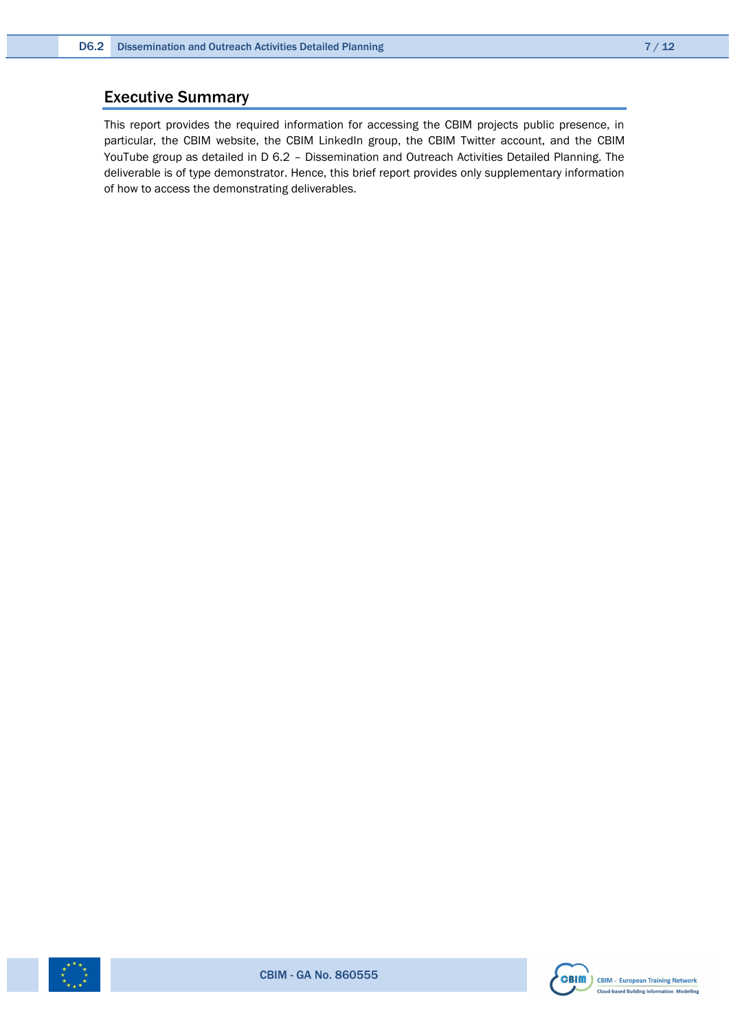## Executive Summary

This report provides the required information for accessing the CBIM projects public presence, in particular, the CBIM website, the CBIM LinkedIn group, the CBIM Twitter account, and the CBIM YouTube group as detailed in D 6.2 – Dissemination and Outreach Activities Detailed Planning. The deliverable is of type demonstrator. Hence, this brief report provides only supplementary information of how to access the demonstrating deliverables.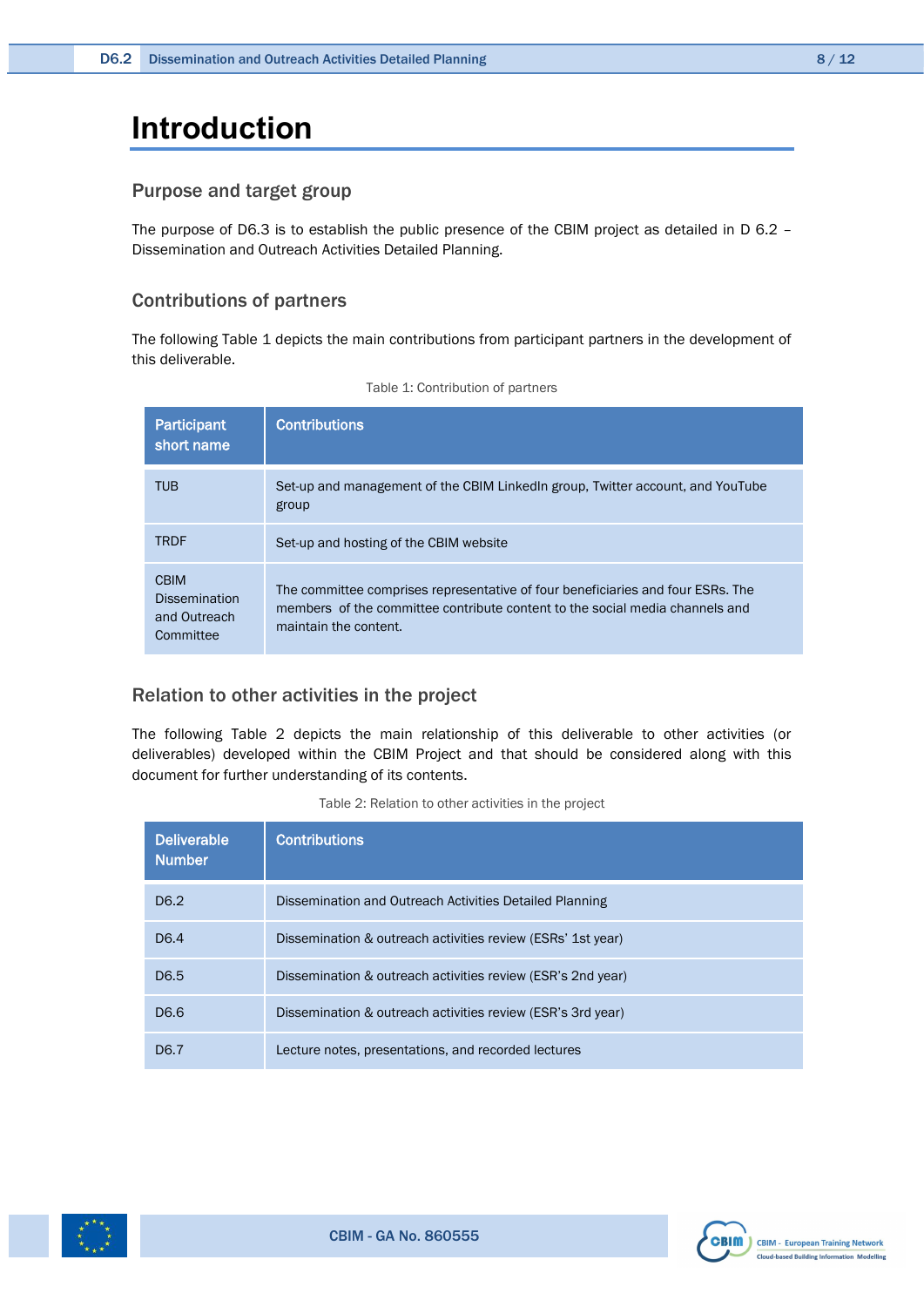# Introduction

## Purpose and target group

The purpose of D6.3 is to establish the public presence of the CBIM project as detailed in D 6.2 – Dissemination and Outreach Activities Detailed Planning.

## Contributions of partners

The following Table 1 depicts the main contributions from participant partners in the development of this deliverable.

Table 1: Contribution of partners

| Participant short name | Contributions |
|---|---|
| TUB | Set-up and management of the CBIM LinkedIn group, Twitter account, and YouTube group |
| TRDF | Set-up and hosting of the CBIM website |
| CBIM Dissemination and Outreach Committee | The committee comprises representative of four beneficiaries and four ESRs. The members of the committee contribute content to the social media channels and maintain the content. |

## Relation to other activities in the project

The following Table 2 depicts the main relationship of this deliverable to other activities (or deliverables) developed within the CBIM Project and that should be considered along with this document for further understanding of its contents.

Table 2: Relation to other activities in the project

| Deliverable Number | Contributions |
|---|---|
| D6.2 | Dissemination and Outreach Activities Detailed Planning |
| D6.4 | Dissemination & outreach activities review (ESRs' 1st year) |
| D6.5 | Dissemination & outreach activities review (ESR's 2nd year) |
| D6.6 | Dissemination & outreach activities review (ESR's 3rd year) |
| D6.7 | Lecture notes, presentations, and recorded lectures |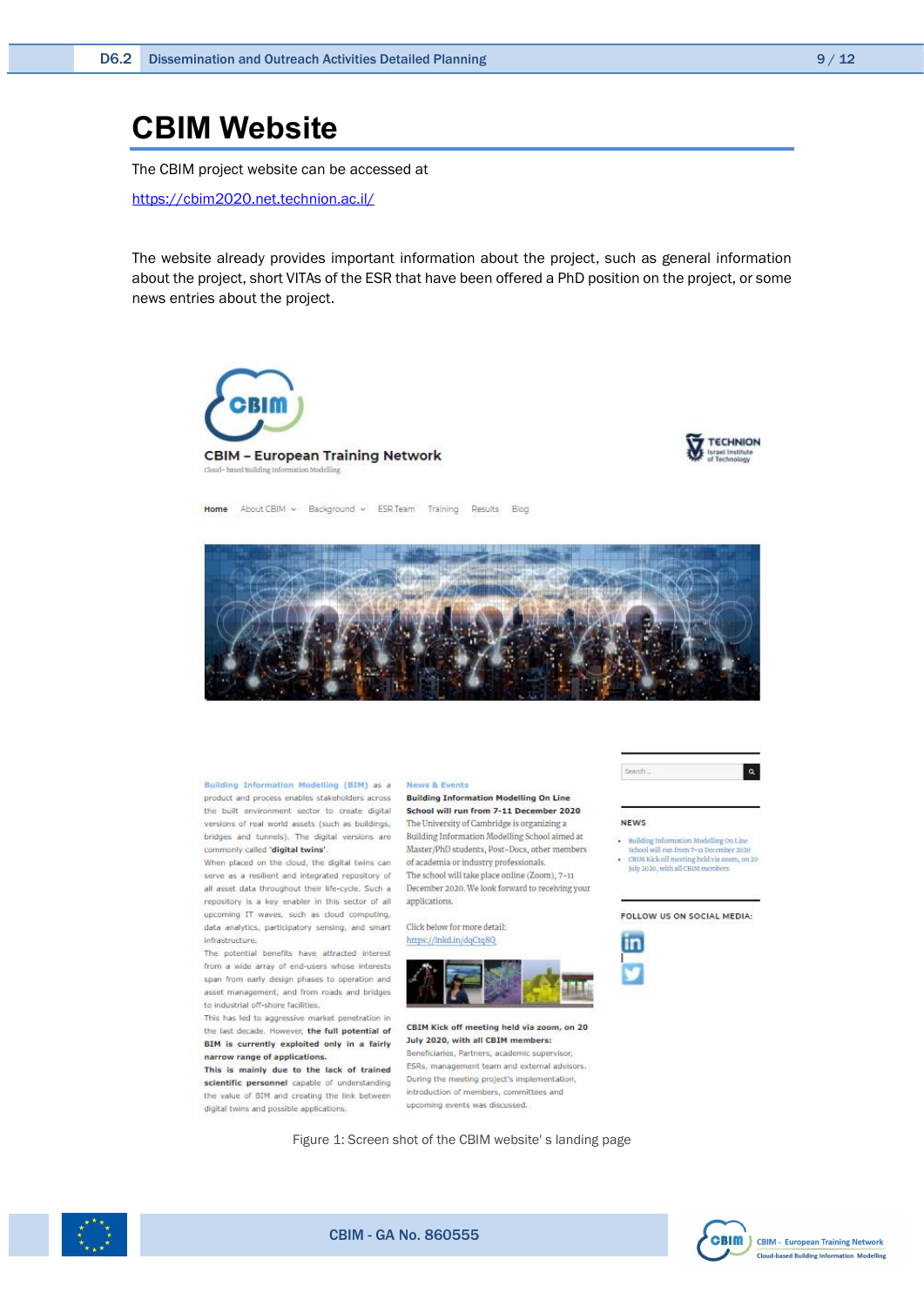# CBIM Website

The CBIM project website can be accessed at

https://cbim2020.net.technion.ac.il/

The website already provides important information about the project, such as general information about the project, short VITAs of the ESR that have been offered a PhD position on the project, or some news entries about the project.

Figure 1: Screen shot of the CBIM website' s landing page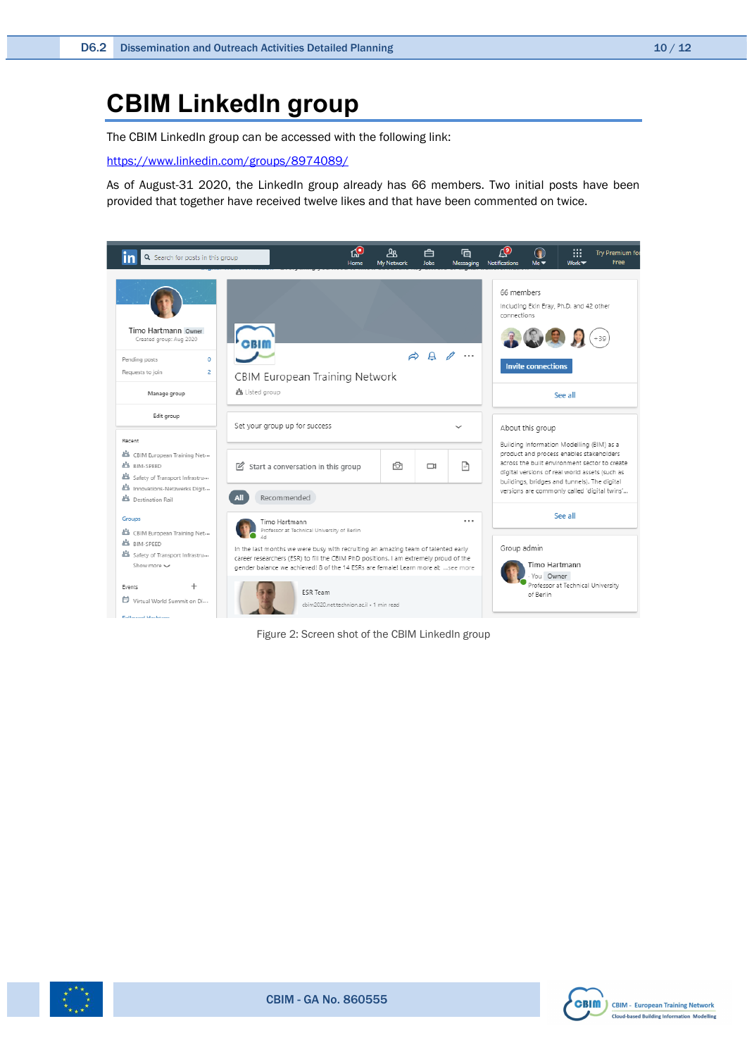# CBIM LinkedIn group

The CBIM LinkedIn group can be accessed with the following link:

https://www.linkedin.com/groups/8974089/

As of August-31 2020, the LinkedIn group already has 66 members. Two initial posts have been provided that together have received twelve likes and that have been commented on twice.

Figure 2: Screen shot of the CBIM LinkedIn group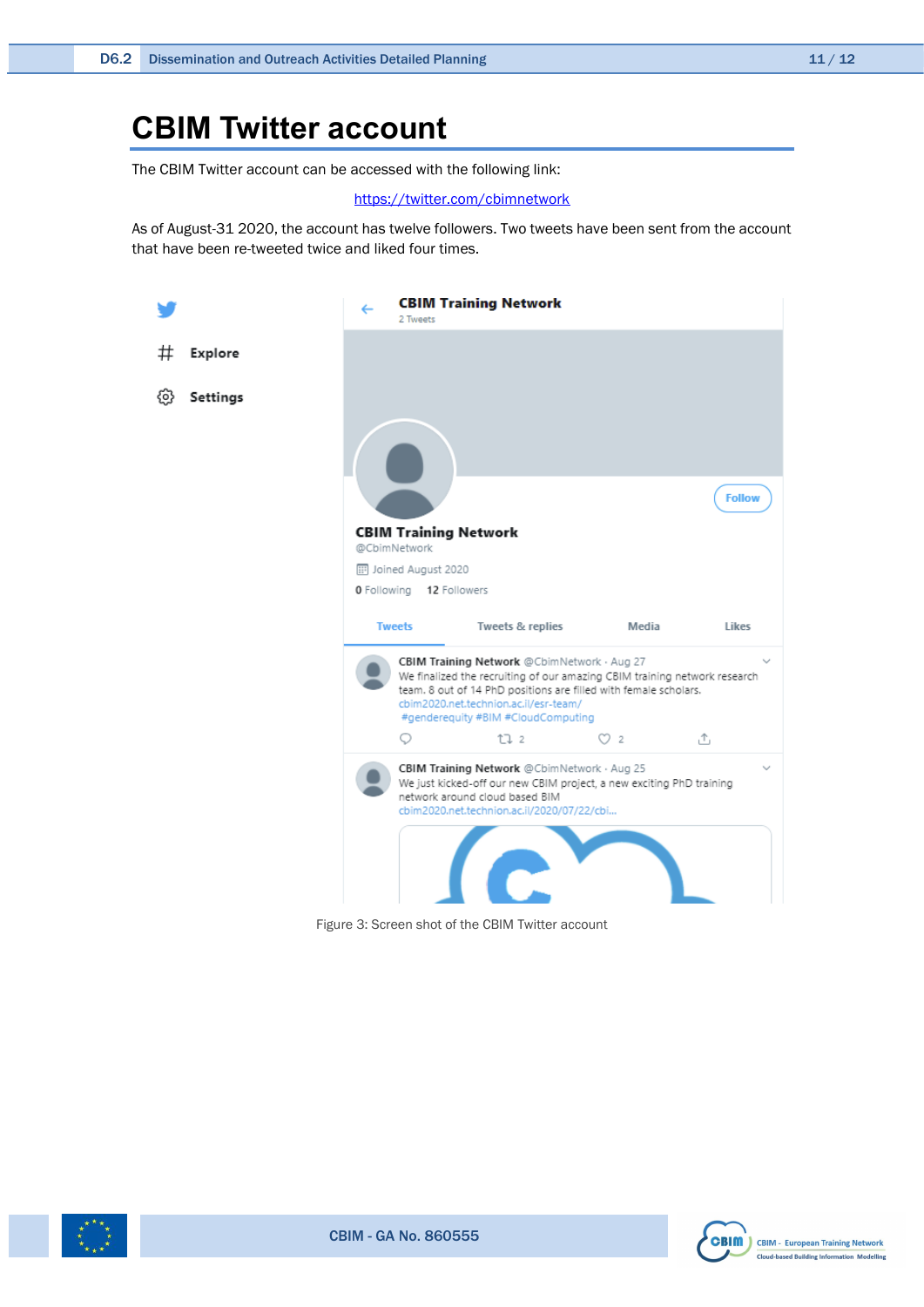# CBIM Twitter account

The CBIM Twitter account can be accessed with the following link:

https://twitter.com/cbimnetwork

As of August-31 2020, the account has twelve followers. Two tweets have been sent from the account that have been re-tweeted twice and liked four times.

Figure 3: Screen shot of the CBIM Twitter account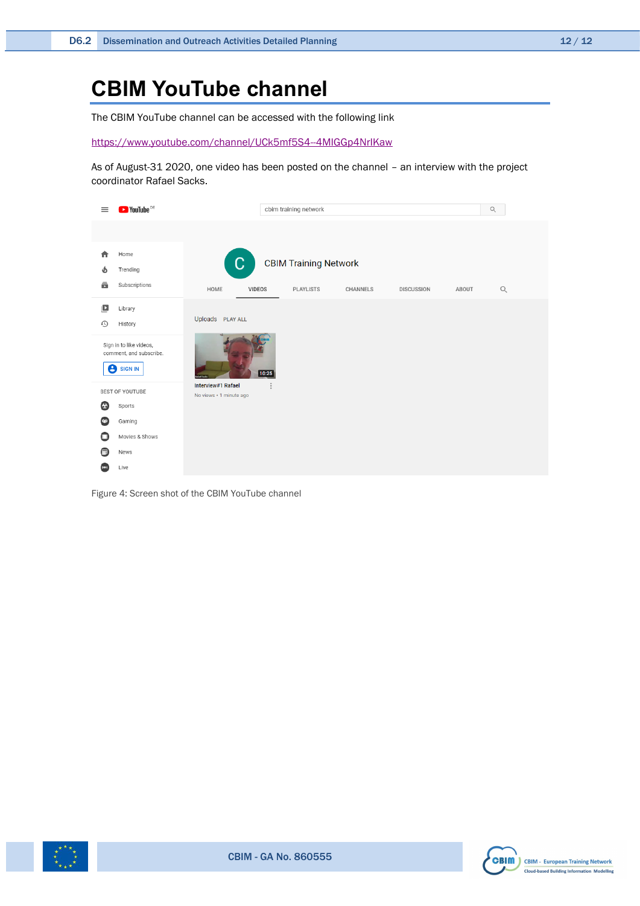# CBIM YouTube channel

The CBIM YouTube channel can be accessed with the following link

https://www.youtube.com/channel/UCk5mf5S4--4MIGGp4NrlKaw

As of August-31 2020, one video has been posted on the channel – an interview with the project coordinator Rafael Sacks.

Figure 4: Screen shot of the CBIM YouTube channel